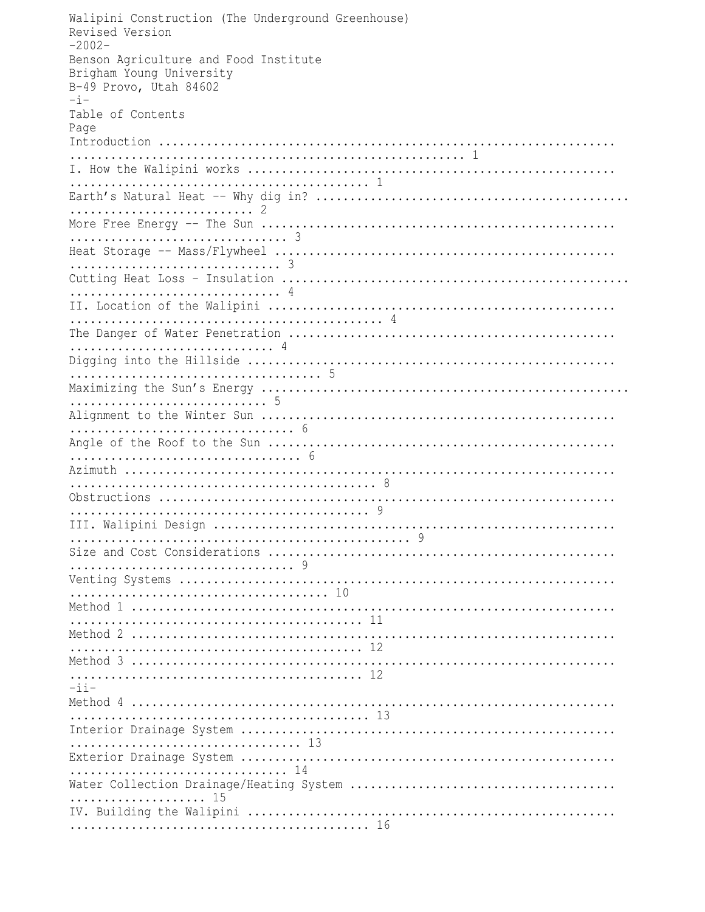Walipini Construction (The Underground Greenhouse)

Revised Version

-2002-

Benson Agriculture and Food Institute

Brigham Young University

B-49 Provo, Utah 84602

## Table of Contents

| | Page |
|---|---|
| Introduction | 1 |
| I. How the Walipini works | 1 |
| Earth's Natural Heat -- Why dig in? | 2 |
| More Free Energy -- The Sun | 3 |
| Heat Storage -- Mass/Flywheel | 3 |
| Cutting Heat Loss – Insulation | 4 |
| II. Location of the Walipini | 4 |
| The Danger of Water Penetration | 4 |
| Digging into the Hillside | 5 |
| Maximizing the Sun's Energy | 5 |
| Alignment to the Winter Sun | 6 |
| Angle of the Roof to the Sun | 6 |
| Azimuth | 8 |
| Obstructions | 9 |
| III. Walipini Design | 9 |
| Size and Cost Considerations | 9 |
| Venting Systems | 10 |
| Method 1 | 11 |
| Method 2 | 12 |
| Method 3 | 12 |
| Method 4 | 13 |
| Interior Drainage System | 13 |
| Exterior Drainage System | 14 |
| Water Collection Drainage/Heating System | 15 |
| IV. Building the Walipini | 16 |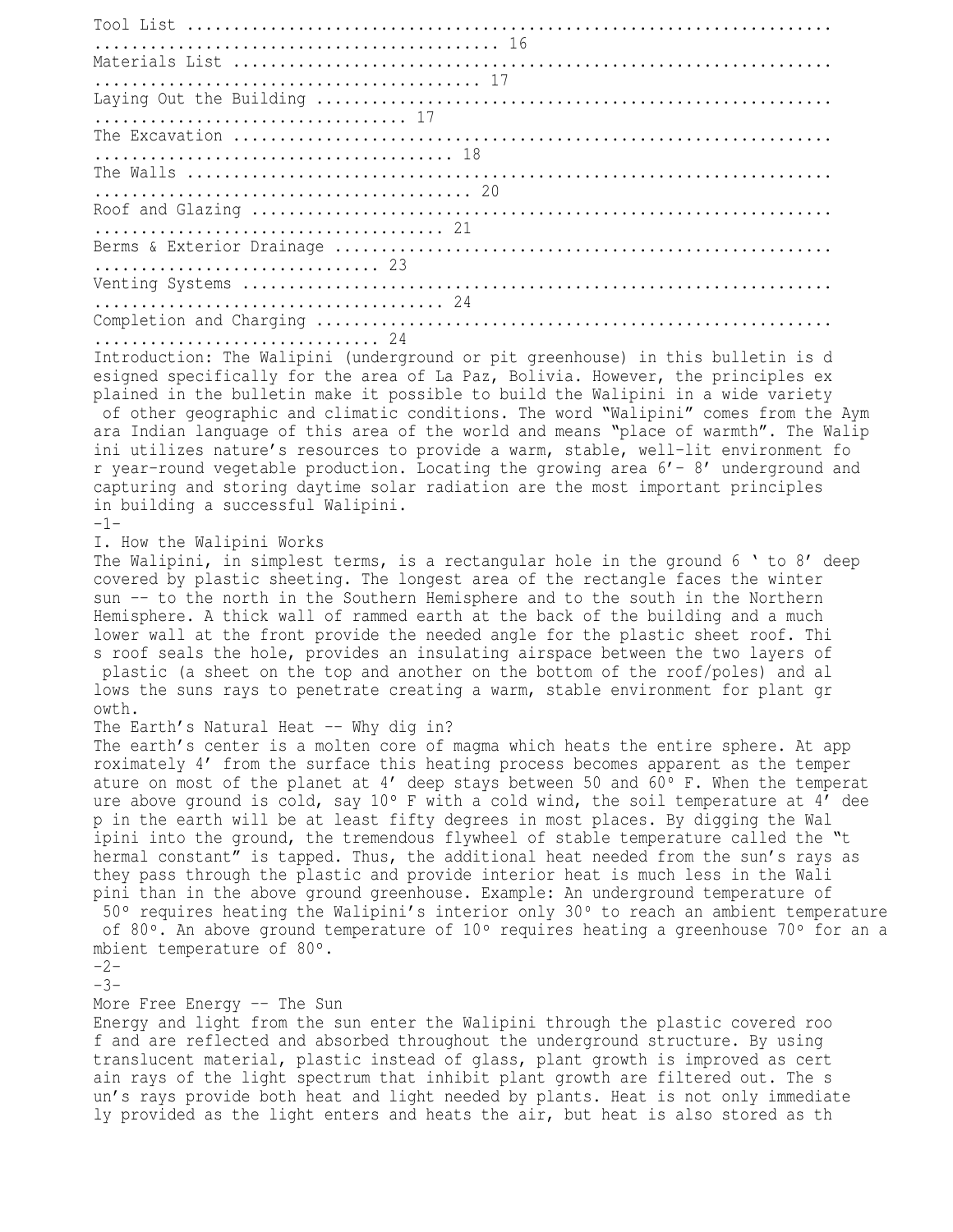Tool List ........................................................................................................... 16
Materials List ...................................................................................................... 17
Laying Out the Building ........................................................................................... 17
The Excavation ...................................................................................................... 18
The Walls ............................................................................................................. 20
Roof and Glazing .................................................................................................... 21
Berms & Exterior Drainage ........................................................................................ 23
Venting Systems ..................................................................................................... 24
Completion and Charging .......................................................................................... 24

Introduction: The Walipini (underground or pit greenhouse) in this bulletin is designed specifically for the area of La Paz, Bolivia. However, the principles explained in the bulletin make it possible to build the Walipini in a wide variety of other geographic and climatic conditions. The word "Walipini" comes from the Aymara Indian language of this area of the world and means "place of warmth". The Walipini utilizes nature's resources to provide a warm, stable, well-lit environment for year-round vegetable production. Locating the growing area 6'– 8' underground and capturing and storing daytime solar radiation are the most important principles in building a successful Walipini.

## I. How the Walipini Works

The Walipini, in simplest terms, is a rectangular hole in the ground 6 ' to 8' deep covered by plastic sheeting. The longest area of the rectangle faces the winter sun -- to the north in the Southern Hemisphere and to the south in the Northern Hemisphere. A thick wall of rammed earth at the back of the building and a much lower wall at the front provide the needed angle for the plastic sheet roof. This roof seals the hole, provides an insulating airspace between the two layers of plastic (a sheet on the top and another on the bottom of the roof/poles) and allows the suns rays to penetrate creating a warm, stable environment for plant growth.

### The Earth's Natural Heat -- Why dig in?

The earth's center is a molten core of magma which heats the entire sphere. At approximately 4' from the surface this heating process becomes apparent as the temperature on most of the planet at 4' deep stays between 50 and 60º F. When the temperature above ground is cold, say 10º F with a cold wind, the soil temperature at 4' deep in the earth will be at least fifty degrees in most places. By digging the Walipini into the ground, the tremendous flywheel of stable temperature called the "thermal constant" is tapped. Thus, the additional heat needed from the sun's rays as they pass through the plastic and provide interior heat is much less in the Walipini than in the above ground greenhouse. Example: An underground temperature of 50º requires heating the Walipini's interior only 30º to reach an ambient temperature of 80º. An above ground temperature of 10º requires heating a greenhouse 70º for an ambient temperature of 80º.

### More Free Energy -- The Sun

Energy and light from the sun enter the Walipini through the plastic covered roof and are reflected and absorbed throughout the underground structure. By using translucent material, plastic instead of glass, plant growth is improved as certain rays of the light spectrum that inhibit plant growth are filtered out. The sun's rays provide both heat and light needed by plants. Heat is not only immediately provided as the light enters and heats the air, but heat is also stored as th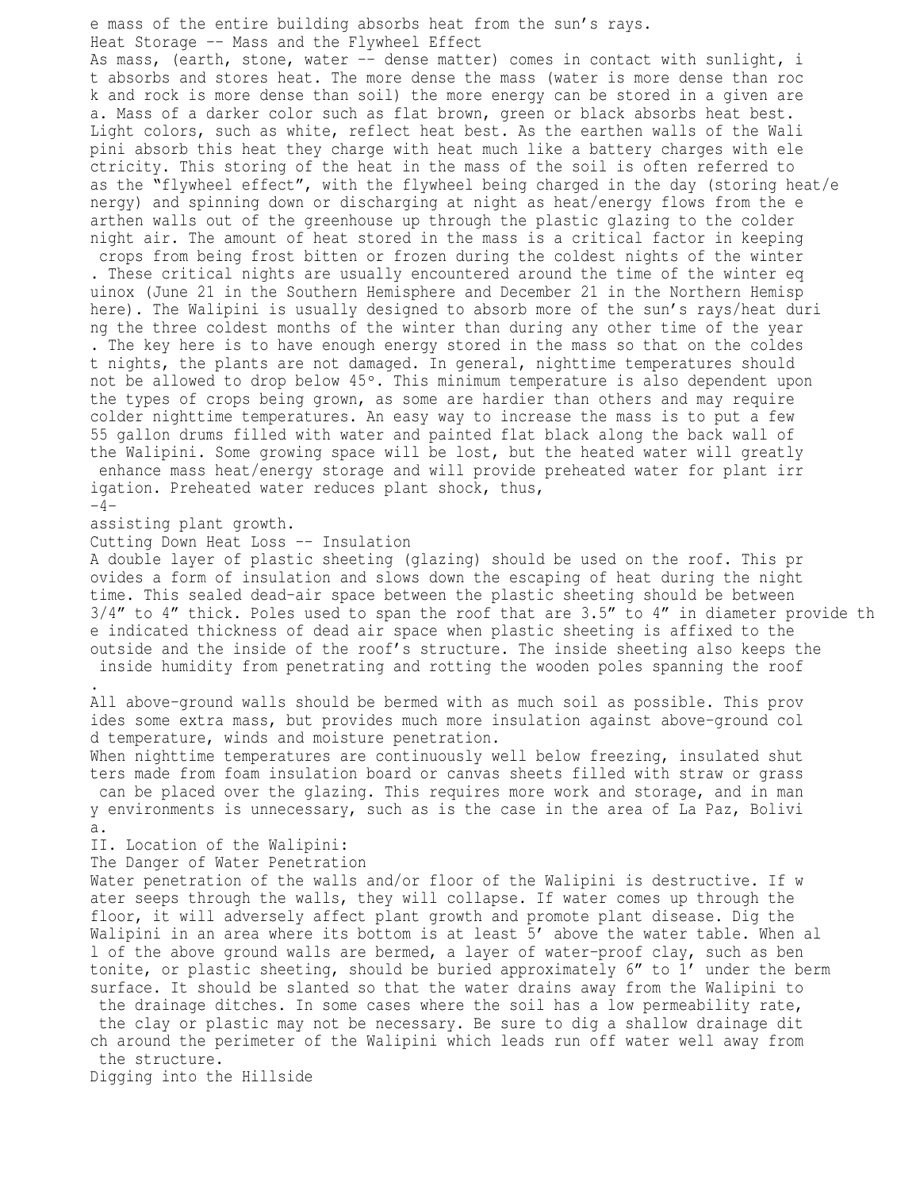e mass of the entire building absorbs heat from the sun's rays.

### Heat Storage -- Mass and the Flywheel Effect

As mass, (earth, stone, water -- dense matter) comes in contact with sunlight, it absorbs and stores heat. The more dense the mass (water is more dense than rock and rock is more dense than soil) the more energy can be stored in a given area. Mass of a darker color such as flat brown, green or black absorbs heat best. Light colors, such as white, reflect heat best. As the earthen walls of the Walipini absorb this heat they charge with heat much like a battery charges with electricity. This storing of the heat in the mass of the soil is often referred to as the "flywheel effect", with the flywheel being charged in the day (storing heat/energy) and spinning down or discharging at night as heat/energy flows from the earthen walls out of the greenhouse up through the plastic glazing to the colder night air. The amount of heat stored in the mass is a critical factor in keeping crops from being frost bitten or frozen during the coldest nights of the winter. These critical nights are usually encountered around the time of the winter equinox (June 21 in the Southern Hemisphere and December 21 in the Northern Hemisphere). The Walipini is usually designed to absorb more of the sun's rays/heat during the three coldest months of the winter than during any other time of the year. The key here is to have enough energy stored in the mass so that on the coldest nights, the plants are not damaged. In general, nighttime temperatures should not be allowed to drop below 45°. This minimum temperature is also dependent upon the types of crops being grown, as some are hardier than others and may require colder nighttime temperatures. An easy way to increase the mass is to put a few 55 gallon drums filled with water and painted flat black along the back wall of the Walipini. Some growing space will be lost, but the heated water will greatly enhance mass heat/energy storage and will provide preheated water for plant irrigation. Preheated water reduces plant shock, thus, assisting plant growth.

### Cutting Down Heat Loss -- Insulation

A double layer of plastic sheeting (glazing) should be used on the roof. This provides a form of insulation and slows down the escaping of heat during the night time. This sealed dead-air space between the plastic sheeting should be between 3/4" to 4" thick. Poles used to span the roof that are 3.5" to 4" in diameter provide the indicated thickness of dead air space when plastic sheeting is affixed to the outside and the inside of the roof's structure. The inside sheeting also keeps the inside humidity from penetrating and rotting the wooden poles spanning the roof.

All above-ground walls should be bermed with as much soil as possible. This provides some extra mass, but provides much more insulation against above-ground cold temperature, winds and moisture penetration.

When nighttime temperatures are continuously well below freezing, insulated shutters made from foam insulation board or canvas sheets filled with straw or grass can be placed over the glazing. This requires more work and storage, and in many environments is unnecessary, such as is the case in the area of La Paz, Bolivia.

## II. Location of the Walipini:

### The Danger of Water Penetration

Water penetration of the walls and/or floor of the Walipini is destructive. If water seeps through the walls, they will collapse. If water comes up through the floor, it will adversely affect plant growth and promote plant disease. Dig the Walipini in an area where its bottom is at least 5' above the water table. When all of the above ground walls are bermed, a layer of water-proof clay, such as bentonite, or plastic sheeting, should be buried approximately 6" to 1' under the berm surface. It should be slanted so that the water drains away from the Walipini to the drainage ditches. In some cases where the soil has a low permeability rate, the clay or plastic may not be necessary. Be sure to dig a shallow drainage ditch around the perimeter of the Walipini which leads run off water well away from the structure.

### Digging into the Hillside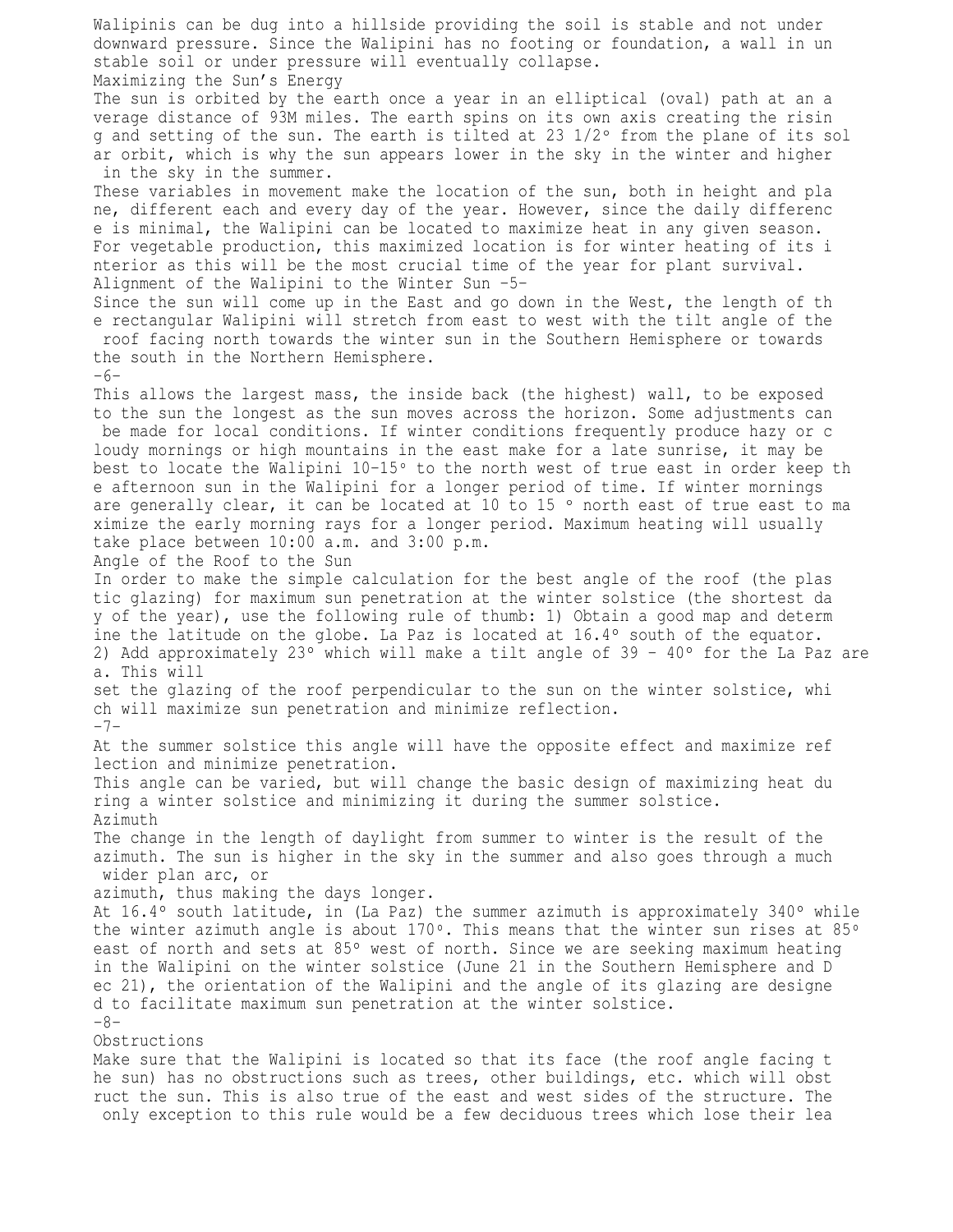Walipinis can be dug into a hillside providing the soil is stable and not under downward pressure. Since the Walipini has no footing or foundation, a wall in unstable soil or under pressure will eventually collapse.

## Maximizing the Sun's Energy

The sun is orbited by the earth once a year in an elliptical (oval) path at an average distance of 93M miles. The earth spins on its own axis creating the rising and setting of the sun. The earth is tilted at 23 1/2° from the plane of its solar orbit, which is why the sun appears lower in the sky in the winter and higher in the sky in the summer.

These variables in movement make the location of the sun, both in height and plane, different each and every day of the year. However, since the daily difference is minimal, the Walipini can be located to maximize heat in any given season. For vegetable production, this maximized location is for winter heating of its interior as this will be the most crucial time of the year for plant survival.

## Alignment of the Walipini to the Winter Sun

Since the sun will come up in the East and go down in the West, the length of the rectangular Walipini will stretch from east to west with the tilt angle of the roof facing north towards the winter sun in the Southern Hemisphere or towards the south in the Northern Hemisphere.

This allows the largest mass, the inside back (the highest) wall, to be exposed to the sun the longest as the sun moves across the horizon. Some adjustments can be made for local conditions. If winter conditions frequently produce hazy or cloudy mornings or high mountains in the east make for a late sunrise, it may be best to locate the Walipini 10-15° to the north west of true east in order keep the afternoon sun in the Walipini for a longer period of time. If winter mornings are generally clear, it can be located at 10 to 15 ° north east of true east to maximize the early morning rays for a longer period. Maximum heating will usually take place between 10:00 a.m. and 3:00 p.m.

## Angle of the Roof to the Sun

In order to make the simple calculation for the best angle of the roof (the plastic glazing) for maximum sun penetration at the winter solstice (the shortest day of the year), use the following rule of thumb: 1) Obtain a good map and determine the latitude on the globe. La Paz is located at 16.4° south of the equator. 2) Add approximately 23° which will make a tilt angle of 39 - 40° for the La Paz area. This will set the glazing of the roof perpendicular to the sun on the winter solstice, which will maximize sun penetration and minimize reflection.

At the summer solstice this angle will have the opposite effect and maximize reflection and minimize penetration.

This angle can be varied, but will change the basic design of maximizing heat during a winter solstice and minimizing it during the summer solstice.

## Azimuth

The change in the length of daylight from summer to winter is the result of the azimuth. The sun is higher in the sky in the summer and also goes through a much wider plan arc, or azimuth, thus making the days longer.

At 16.4° south latitude, in (La Paz) the summer azimuth is approximately 340° while the winter azimuth angle is about 170°. This means that the winter sun rises at 85° east of north and sets at 85° west of north. Since we are seeking maximum heating in the Walipini on the winter solstice (June 21 in the Southern Hemisphere and Dec 21), the orientation of the Walipini and the angle of its glazing are designed to facilitate maximum sun penetration at the winter solstice.

## Obstructions

Make sure that the Walipini is located so that its face (the roof angle facing the sun) has no obstructions such as trees, other buildings, etc. which will obstruct the sun. This is also true of the east and west sides of the structure. The only exception to this rule would be a few deciduous trees which lose their lea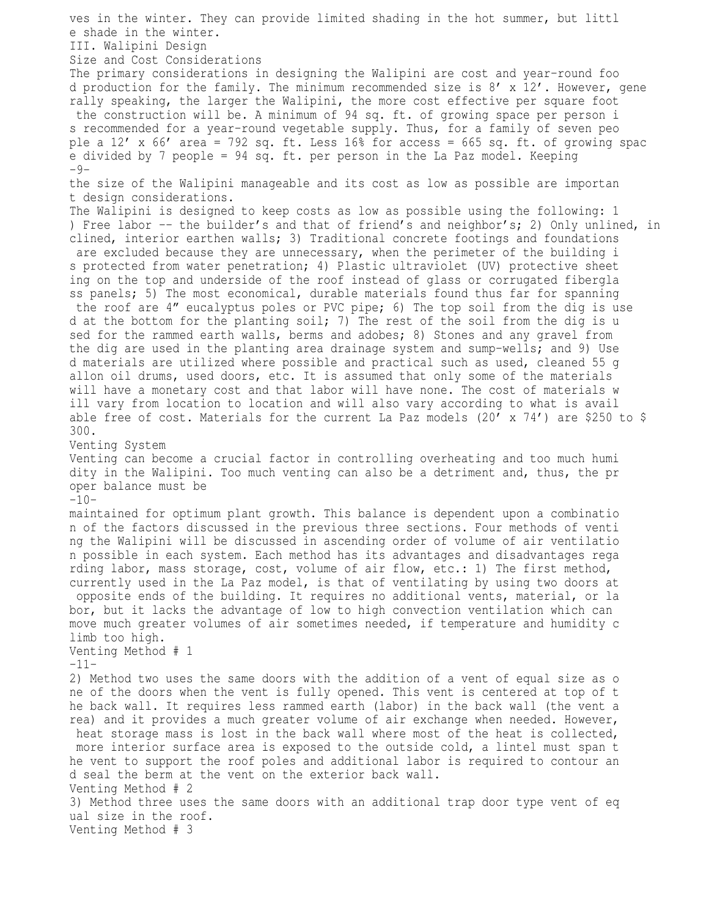ves in the winter. They can provide limited shading in the hot summer, but little shade in the winter.

## III. Walipini Design

### Size and Cost Considerations

The primary considerations in designing the Walipini are cost and year-round food production for the family. The minimum recommended size is 8' x 12'. However, generally speaking, the larger the Walipini, the more cost effective per square foot the construction will be. A minimum of 94 sq. ft. of growing space per person is recommended for a year-round vegetable supply. Thus, for a family of seven people a 12' x 66' area = 792 sq. ft. Less 16% for access = 665 sq. ft. of growing space divided by 7 people = 94 sq. ft. per person in the La Paz model. Keeping the size of the Walipini manageable and its cost as low as possible are important design considerations.

The Walipini is designed to keep costs as low as possible using the following: 1) Free labor -- the builder's and that of friend's and neighbor's; 2) Only unlined, inclined, interior earthen walls; 3) Traditional concrete footings and foundations are excluded because they are unnecessary, when the perimeter of the building is protected from water penetration; 4) Plastic ultraviolet (UV) protective sheeting on the top and underside of the roof instead of glass or corrugated fiberglass panels; 5) The most economical, durable materials found thus far for spanning the roof are 4" eucalyptus poles or PVC pipe; 6) The top soil from the dig is used at the bottom for the planting soil; 7) The rest of the soil from the dig is used for the rammed earth walls, berms and adobes; 8) Stones and any gravel from the dig are used in the planting area drainage system and sump-wells; and 9) Used materials are utilized where possible and practical such as used, cleaned 55 gallon oil drums, used doors, etc. It is assumed that only some of the materials will have a monetary cost and that labor will have none. The cost of materials will vary from location to location and will also vary according to what is available free of cost. Materials for the current La Paz models (20' x 74') are $250 to $300.

### Venting System

Venting can become a crucial factor in controlling overheating and too much humidity in the Walipini. Too much venting can also be a detriment and, thus, the proper balance must be maintained for optimum plant growth. This balance is dependent upon a combination of the factors discussed in the previous three sections. Four methods of venting the Walipini will be discussed in ascending order of volume of air ventilation possible in each system. Each method has its advantages and disadvantages regarding labor, mass storage, cost, volume of air flow, etc.: 1) The first method, currently used in the La Paz model, is that of ventilating by using two doors at opposite ends of the building. It requires no additional vents, material, or labor, but it lacks the advantage of low to high convection ventilation which can move much greater volumes of air sometimes needed, if temperature and humidity climb too high.

Venting Method # 1

2) Method two uses the same doors with the addition of a vent of equal size as one of the doors when the vent is fully opened. This vent is centered at top of the back wall. It requires less rammed earth (labor) in the back wall (the vent area) and it provides a much greater volume of air exchange when needed. However, heat storage mass is lost in the back wall where most of the heat is collected, more interior surface area is exposed to the outside cold, a lintel must span the vent to support the roof poles and additional labor is required to contour and seal the berm at the vent on the exterior back wall.

Venting Method # 2

3) Method three uses the same doors with an additional trap door type vent of equal size in the roof.

Venting Method # 3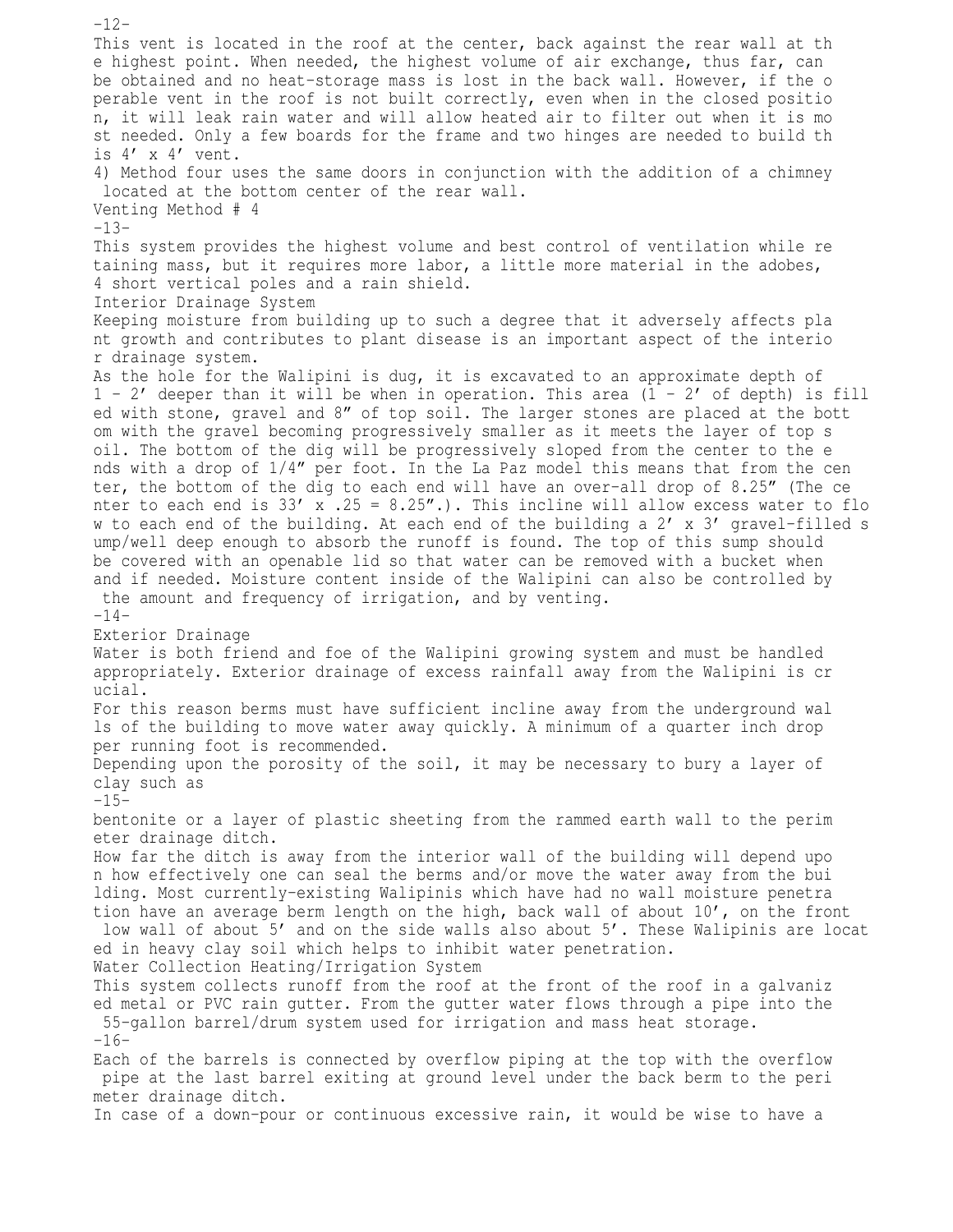This vent is located in the roof at the center, back against the rear wall at the highest point. When needed, the highest volume of air exchange, thus far, can be obtained and no heat-storage mass is lost in the back wall. However, if the operable vent in the roof is not built correctly, even when in the closed position, it will leak rain water and will allow heated air to filter out when it is most needed. Only a few boards for the frame and two hinges are needed to build this 4′ x 4′ vent.

4) Method four uses the same doors in conjunction with the addition of a chimney located at the bottom center of the rear wall.

Venting Method # 4

This system provides the highest volume and best control of ventilation while retaining mass, but it requires more labor, a little more material in the adobes, 4 short vertical poles and a rain shield.

## Interior Drainage System

Keeping moisture from building up to such a degree that it adversely affects plant growth and contributes to plant disease is an important aspect of the interior drainage system.

As the hole for the Walipini is dug, it is excavated to an approximate depth of 1 – 2′ deeper than it will be when in operation. This area (1 – 2′ of depth) is filled with stone, gravel and 8″ of top soil. The larger stones are placed at the bottom with the gravel becoming progressively smaller as it meets the layer of top soil. The bottom of the dig will be progressively sloped from the center to the ends with a drop of 1/4″ per foot. In the La Paz model this means that from the center, the bottom of the dig to each end will have an over-all drop of 8.25″ (The center to each end is 33′ x .25 = 8.25″.). This incline will allow excess water to flow to each end of the building. At each end of the building a 2′ x 3′ gravel-filled sump/well deep enough to absorb the runoff is found. The top of this sump should be covered with an openable lid so that water can be removed with a bucket when and if needed. Moisture content inside of the Walipini can also be controlled by the amount and frequency of irrigation, and by venting.

## Exterior Drainage

Water is both friend and foe of the Walipini growing system and must be handled appropriately. Exterior drainage of excess rainfall away from the Walipini is crucial.

For this reason berms must have sufficient incline away from the underground walls of the building to move water away quickly. A minimum of a quarter inch drop per running foot is recommended.

Depending upon the porosity of the soil, it may be necessary to bury a layer of clay such as bentonite or a layer of plastic sheeting from the rammed earth wall to the perimeter drainage ditch.

How far the ditch is away from the interior wall of the building will depend upon how effectively one can seal the berms and/or move the water away from the building. Most currently-existing Walipinis which have had no wall moisture penetration have an average berm length on the high, back wall of about 10′, on the front low wall of about 5′ and on the side walls also about 5′. These Walipinis are located in heavy clay soil which helps to inhibit water penetration.

## Water Collection Heating/Irrigation System

This system collects runoff from the roof at the front of the roof in a galvanized metal or PVC rain gutter. From the gutter water flows through a pipe into the 55-gallon barrel/drum system used for irrigation and mass heat storage.

Each of the barrels is connected by overflow piping at the top with the overflow pipe at the last barrel exiting at ground level under the back berm to the perimeter drainage ditch.

In case of a down-pour or continuous excessive rain, it would be wise to have a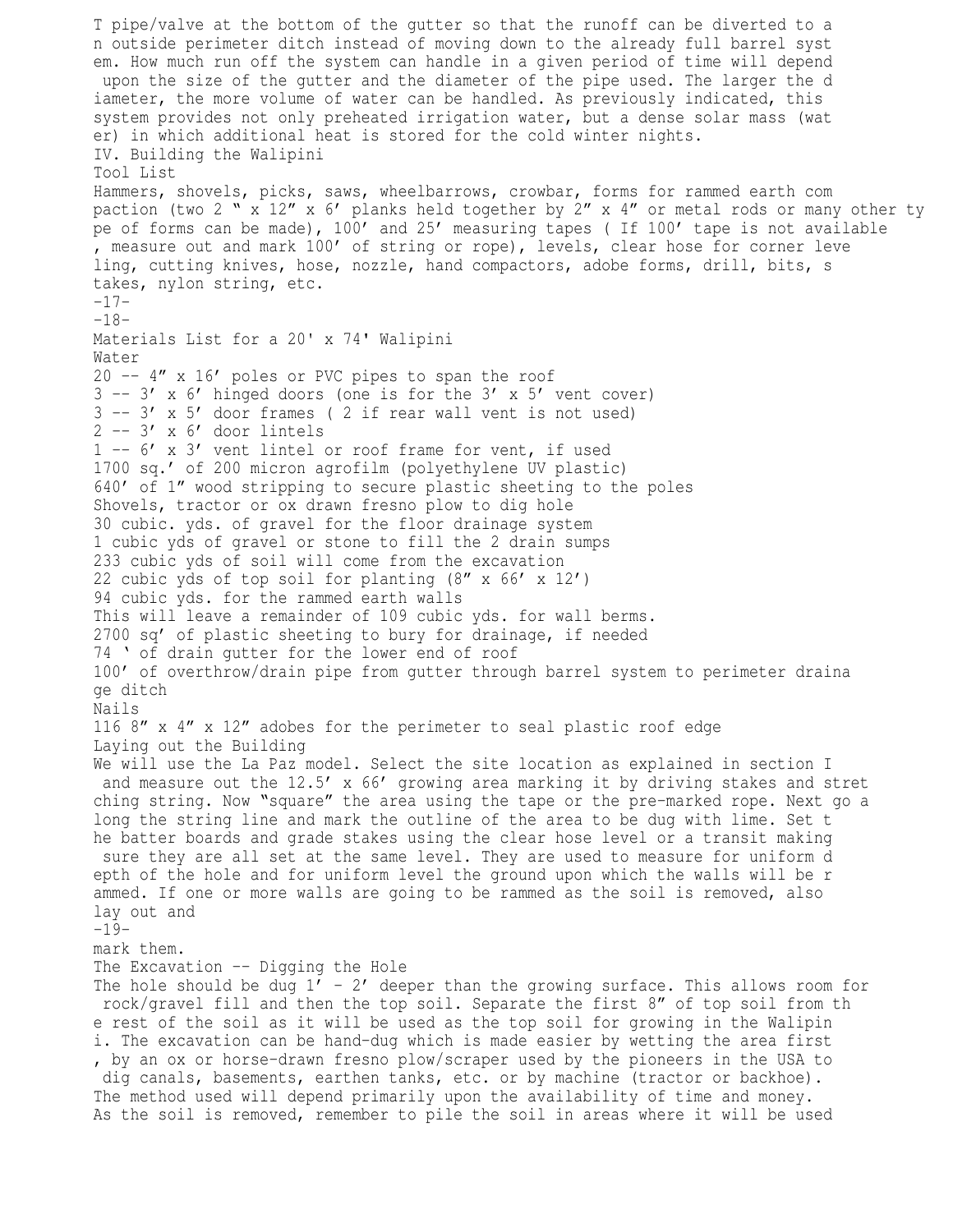T pipe/valve at the bottom of the gutter so that the runoff can be diverted to an outside perimeter ditch instead of moving down to the already full barrel system. How much run off the system can handle in a given period of time will depend upon the size of the gutter and the diameter of the pipe used. The larger the diameter, the more volume of water can be handled. As previously indicated, this system provides not only preheated irrigation water, but a dense solar mass (water) in which additional heat is stored for the cold winter nights.

## IV. Building the Walipini

### Tool List

Hammers, shovels, picks, saws, wheelbarrows, crowbar, forms for rammed earth compaction (two 2 " x 12" x 6' planks held together by 2" x 4" or metal rods or many other type of forms can be made), 100' and 25' measuring tapes ( If 100' tape is not available, measure out and mark 100' of string or rope), levels, clear hose for corner leveling, cutting knives, hose, nozzle, hand compactors, adobe forms, drill, bits, stakes, nylon string, etc.

### Materials List for a 20' x 74' Walipini

- Water
- 20 -- 4" x 16' poles or PVC pipes to span the roof
- 3 -- 3' x 6' hinged doors (one is for the 3' x 5' vent cover)
- 3 -- 3' x 5' door frames ( 2 if rear wall vent is not used)
- 2 -- 3' x 6' door lintels
- 1 -- 6' x 3' vent lintel or roof frame for vent, if used
- 1700 sq.' of 200 micron agrofilm (polyethylene UV plastic)
- 640' of 1" wood stripping to secure plastic sheeting to the poles
- Shovels, tractor or ox drawn fresno plow to dig hole
- 30 cubic. yds. of gravel for the floor drainage system
- 1 cubic yds of gravel or stone to fill the 2 drain sumps
- 233 cubic yds of soil will come from the excavation
- 22 cubic yds of top soil for planting (8" x 66' x 12')
- 94 cubic yds. for the rammed earth walls
- This will leave a remainder of 109 cubic yds. for wall berms.
- 2700 sq' of plastic sheeting to bury for drainage, if needed
- 74 ' of drain gutter for the lower end of roof
- 100' of overthrow/drain pipe from gutter through barrel system to perimeter drainage ditch
- Nails
- 116 8" x 4" x 12" adobes for the perimeter to seal plastic roof edge

### Laying out the Building

We will use the La Paz model. Select the site location as explained in section I and measure out the 12.5' x 66' growing area marking it by driving stakes and stretching string. Now "square" the area using the tape or the pre-marked rope. Next go along the string line and mark the outline of the area to be dug with lime. Set the batter boards and grade stakes using the clear hose level or a transit making sure they are all set at the same level. They are used to measure for uniform depth of the hole and for uniform level the ground upon which the walls will be rammed. If one or more walls are going to be rammed as the soil is removed, also lay out and mark them.

### The Excavation -- Digging the Hole

The hole should be dug 1' - 2' deeper than the growing surface. This allows room for rock/gravel fill and then the top soil. Separate the first 8" of top soil from the rest of the soil as it will be used as the top soil for growing in the Walipini. The excavation can be hand-dug which is made easier by wetting the area first, by an ox or horse-drawn fresno plow/scraper used by the pioneers in the USA to dig canals, basements, earthen tanks, etc. or by machine (tractor or backhoe). The method used will depend primarily upon the availability of time and money. As the soil is removed, remember to pile the soil in areas where it will be used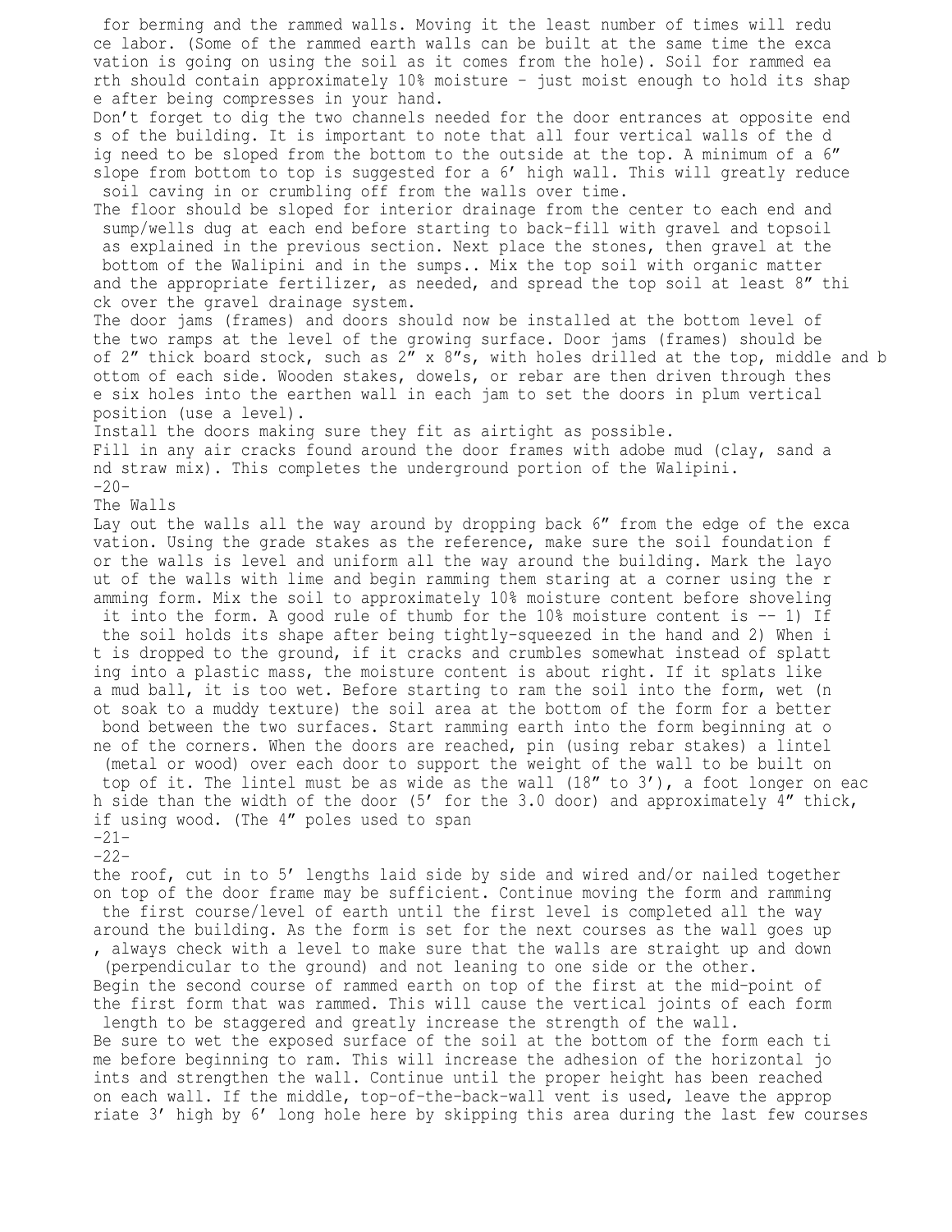for berming and the rammed walls. Moving it the least number of times will reduce labor. (Some of the rammed earth walls can be built at the same time the excavation is going on using the soil as it comes from the hole). Soil for rammed earth should contain approximately 10% moisture – just moist enough to hold its shape after being compresses in your hand.

Don't forget to dig the two channels needed for the door entrances at opposite ends of the building. It is important to note that all four vertical walls of the dig need to be sloped from the bottom to the outside at the top. A minimum of a 6" slope from bottom to top is suggested for a 6' high wall. This will greatly reduce soil caving in or crumbling off from the walls over time.

The floor should be sloped for interior drainage from the center to each end and sump/wells dug at each end before starting to back-fill with gravel and topsoil as explained in the previous section. Next place the stones, then gravel at the bottom of the Walipini and in the sumps.. Mix the top soil with organic matter and the appropriate fertilizer, as needed, and spread the top soil at least 8" thick over the gravel drainage system.

The door jams (frames) and doors should now be installed at the bottom level of the two ramps at the level of the growing surface. Door jams (frames) should be of 2" thick board stock, such as 2" x 8"s, with holes drilled at the top, middle and bottom of each side. Wooden stakes, dowels, or rebar are then driven through these six holes into the earthen wall in each jam to set the doors in plum vertical position (use a level).

Install the doors making sure they fit as airtight as possible.

Fill in any air cracks found around the door frames with adobe mud (clay, sand and straw mix). This completes the underground portion of the Walipini.

## The Walls

Lay out the walls all the way around by dropping back 6" from the edge of the excavation. Using the grade stakes as the reference, make sure the soil foundation for the walls is level and uniform all the way around the building. Mark the layout of the walls with lime and begin ramming them staring at a corner using the ramming form. Mix the soil to approximately 10% moisture content before shoveling it into the form. A good rule of thumb for the 10% moisture content is -- 1) If the soil holds its shape after being tightly-squeezed in the hand and 2) When it is dropped to the ground, if it cracks and crumbles somewhat instead of splatting into a plastic mass, the moisture content is about right. If it splats like a mud ball, it is too wet. Before starting to ram the soil into the form, wet (not soak to a muddy texture) the soil area at the bottom of the form for a better bond between the two surfaces. Start ramming earth into the form beginning at one of the corners. When the doors are reached, pin (using rebar stakes) a lintel (metal or wood) over each door to support the weight of the wall to be built on top of it. The lintel must be as wide as the wall (18" to 3'), a foot longer on each side than the width of the door (5' for the 3.0 door) and approximately 4" thick, if using wood. (The 4" poles used to span the roof, cut in to 5' lengths laid side by side and wired and/or nailed together on top of the door frame may be sufficient. Continue moving the form and ramming the first course/level of earth until the first level is completed all the way around the building. As the form is set for the next courses as the wall goes up, always check with a level to make sure that the walls are straight up and down (perpendicular to the ground) and not leaning to one side or the other.

Begin the second course of rammed earth on top of the first at the mid-point of the first form that was rammed. This will cause the vertical joints of each form length to be staggered and greatly increase the strength of the wall.

Be sure to wet the exposed surface of the soil at the bottom of the form each time before beginning to ram. This will increase the adhesion of the horizontal joints and strengthen the wall. Continue until the proper height has been reached on each wall. If the middle, top-of-the-back-wall vent is used, leave the appropriate 3' high by 6' long hole here by skipping this area during the last few courses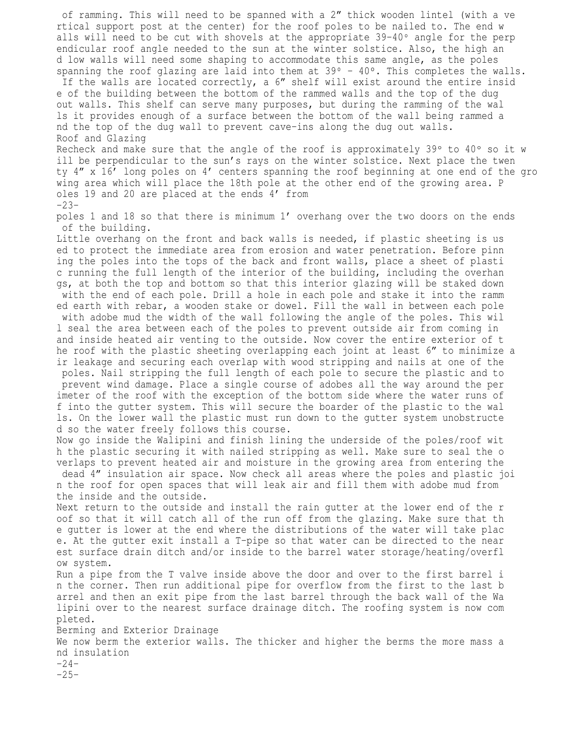of ramming. This will need to be spanned with a 2″ thick wooden lintel (with a vertical support post at the center) for the roof poles to be nailed to. The end walls will need to be cut with shovels at the appropriate 39-40° angle for the perpendicular roof angle needed to the sun at the winter solstice. Also, the high and low walls will need some shaping to accommodate this same angle, as the poles spanning the roof glazing are laid into them at 39° - 40°. This completes the walls.

If the walls are located correctly, a 6″ shelf will exist around the entire inside of the building between the bottom of the rammed walls and the top of the dug out walls. This shelf can serve many purposes, but during the ramming of the walls it provides enough of a surface between the bottom of the wall being rammed and the top of the dug wall to prevent cave-ins along the dug out walls.

## Roof and Glazing

Recheck and make sure that the angle of the roof is approximately 39° to 40° so it will be perpendicular to the sun's rays on the winter solstice. Next place the twenty 4″ x 16′ long poles on 4′ centers spanning the roof beginning at one end of the growing area which will place the 18th pole at the other end of the growing area. Poles 19 and 20 are placed at the ends 4′ from poles 1 and 18 so that there is minimum 1′ overhang over the two doors on the ends of the building.

Little overhang on the front and back walls is needed, if plastic sheeting is used to protect the immediate area from erosion and water penetration. Before pinning the poles into the tops of the back and front walls, place a sheet of plastic running the full length of the interior of the building, including the overhangs, at both the top and bottom so that this interior glazing will be staked down with the end of each pole. Drill a hole in each pole and stake it into the rammed earth with rebar, a wooden stake or dowel. Fill the wall in between each pole with adobe mud the width of the wall following the angle of the poles. This will seal the area between each of the poles to prevent outside air from coming in and inside heated air venting to the outside. Now cover the entire exterior of the roof with the plastic sheeting overlapping each joint at least 6″ to minimize air leakage and securing each overlap with wood stripping and nails at one of the poles. Nail stripping the full length of each pole to secure the plastic and to prevent wind damage. Place a single course of adobes all the way around the perimeter of the roof with the exception of the bottom side where the water runs off into the gutter system. This will secure the boarder of the plastic to the walls. On the lower wall the plastic must run down to the gutter system unobstructed so the water freely follows this course.

Now go inside the Walipini and finish lining the underside of the poles/roof with the plastic securing it with nailed stripping as well. Make sure to seal the overlaps to prevent heated air and moisture in the growing area from entering the dead 4″ insulation air space. Now check all areas where the poles and plastic join the roof for open spaces that will leak air and fill them with adobe mud from the inside and the outside.

Next return to the outside and install the rain gutter at the lower end of the roof so that it will catch all of the run off from the glazing. Make sure that the gutter is lower at the end where the distributions of the water will take place. At the gutter exit install a T-pipe so that water can be directed to the nearest surface drain ditch and/or inside to the barrel water storage/heating/overflow system.

Run a pipe from the T valve inside above the door and over to the first barrel in the corner. Then run additional pipe for overflow from the first to the last barrel and then an exit pipe from the last barrel through the back wall of the Walipini over to the nearest surface drainage ditch. The roofing system is now completed.

## Berming and Exterior Drainage

We now berm the exterior walls. The thicker and higher the berms the more mass and insulation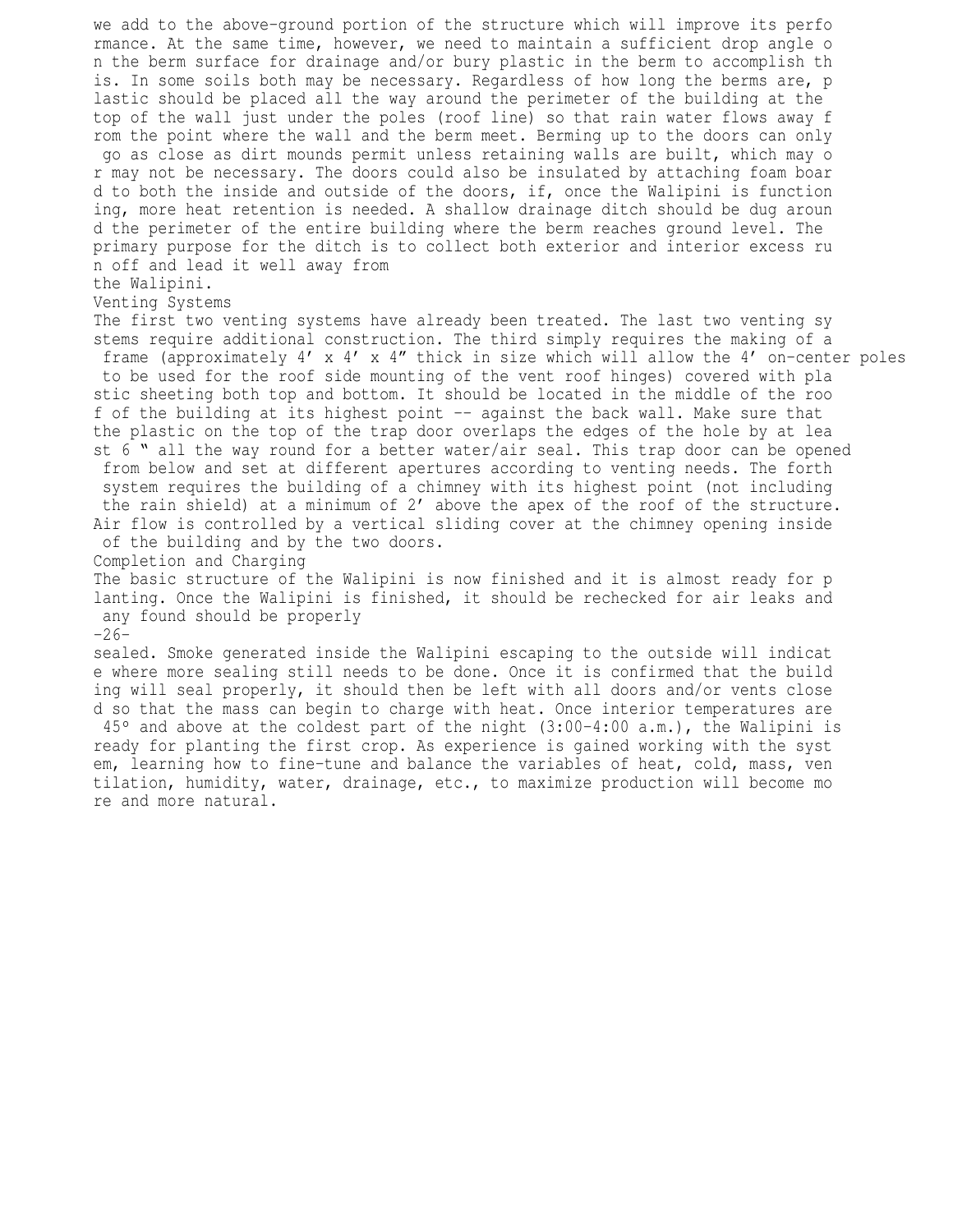we add to the above-ground portion of the structure which will improve its performance. At the same time, however, we need to maintain a sufficient drop angle on the berm surface for drainage and/or bury plastic in the berm to accomplish this. In some soils both may be necessary. Regardless of how long the berms are, plastic should be placed all the way around the perimeter of the building at the top of the wall just under the poles (roof line) so that rain water flows away from the point where the wall and the berm meet. Berming up to the doors can only go as close as dirt mounds permit unless retaining walls are built, which may or may not be necessary. The doors could also be insulated by attaching foam board to both the inside and outside of the doors, if, once the Walipini is functioning, more heat retention is needed. A shallow drainage ditch should be dug around the perimeter of the entire building where the berm reaches ground level. The primary purpose for the ditch is to collect both exterior and interior excess run off and lead it well away from the Walipini.

## Venting Systems

The first two venting systems have already been treated. The last two venting systems require additional construction. The third simply requires the making of a frame (approximately 4' x 4' x 4" thick in size which will allow the 4' on-center poles to be used for the roof side mounting of the vent roof hinges) covered with plastic sheeting both top and bottom. It should be located in the middle of the roof of the building at its highest point -- against the back wall. Make sure that the plastic on the top of the trap door overlaps the edges of the hole by at least 6 " all the way round for a better water/air seal. This trap door can be opened from below and set at different apertures according to venting needs. The forth system requires the building of a chimney with its highest point (not including the rain shield) at a minimum of 2' above the apex of the roof of the structure. Air flow is controlled by a vertical sliding cover at the chimney opening inside of the building and by the two doors.

## Completion and Charging

The basic structure of the Walipini is now finished and it is almost ready for planting. Once the Walipini is finished, it should be rechecked for air leaks and any found should be properly sealed. Smoke generated inside the Walipini escaping to the outside will indicate where more sealing still needs to be done. Once it is confirmed that the building will seal properly, it should then be left with all doors and/or vents closed so that the mass can begin to charge with heat. Once interior temperatures are 45º and above at the coldest part of the night (3:00-4:00 a.m.), the Walipini is ready for planting the first crop. As experience is gained working with the system, learning how to fine-tune and balance the variables of heat, cold, mass, ventilation, humidity, water, drainage, etc., to maximize production will become more and more natural.